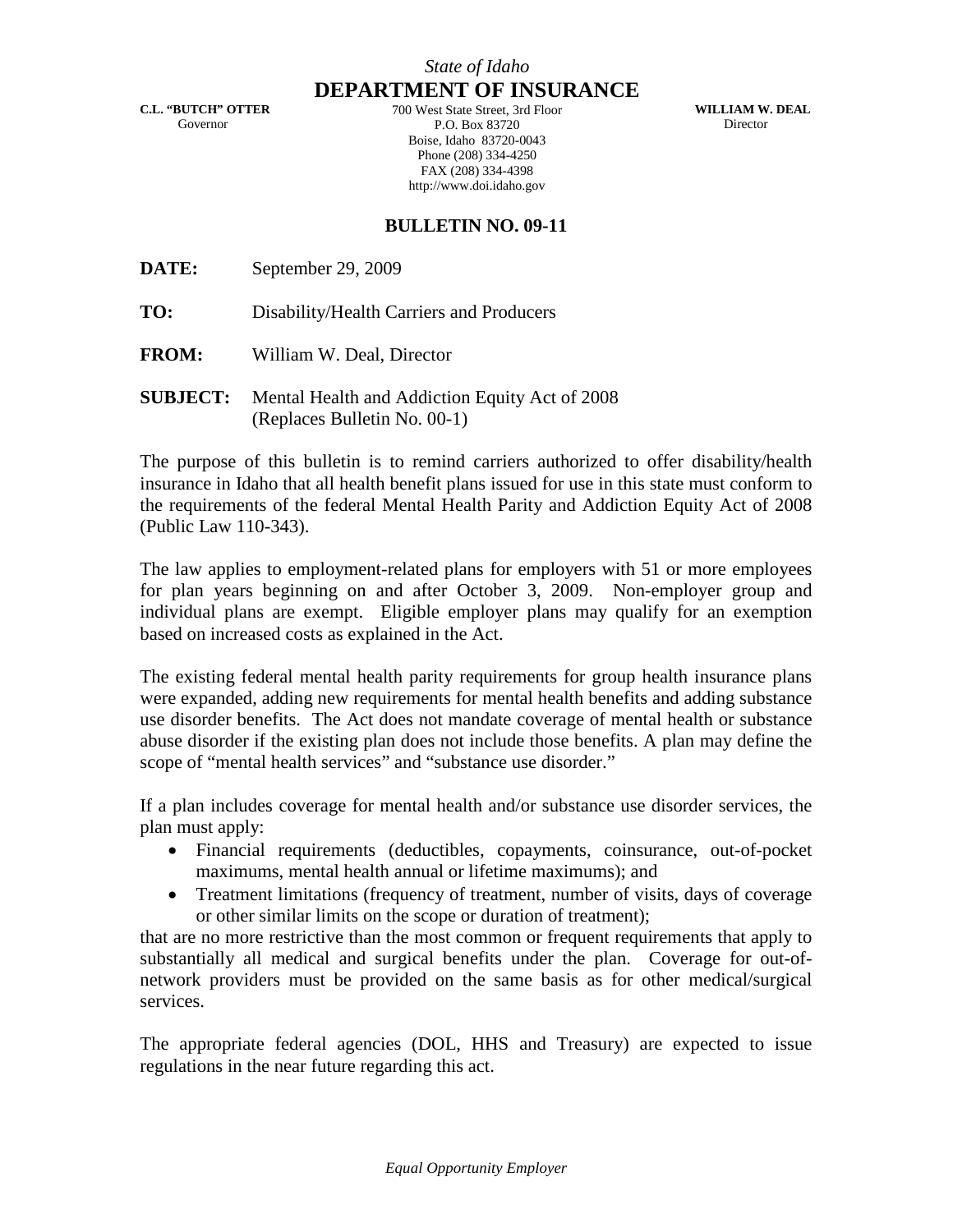*State of Idaho*

# DEPARTMENT OF INSURANCE

**C.L. "BUTCH" OTTER**
Governor

700 West State Street, 3rd Floor
P.O. Box 83720
Boise, Idaho 83720-0043
Phone (208) 334-4250
FAX (208) 334-4398
http://www.doi.idaho.gov

**WILLIAM W. DEAL**
Director

## BULLETIN NO. 09-11

**DATE:** September 29, 2009

**TO:** Disability/Health Carriers and Producers

**FROM:** William W. Deal, Director

**SUBJECT:** Mental Health and Addiction Equity Act of 2008 (Replaces Bulletin No. 00-1)

The purpose of this bulletin is to remind carriers authorized to offer disability/health insurance in Idaho that all health benefit plans issued for use in this state must conform to the requirements of the federal Mental Health Parity and Addiction Equity Act of 2008 (Public Law 110-343).

The law applies to employment-related plans for employers with 51 or more employees for plan years beginning on and after October 3, 2009. Non-employer group and individual plans are exempt. Eligible employer plans may qualify for an exemption based on increased costs as explained in the Act.

The existing federal mental health parity requirements for group health insurance plans were expanded, adding new requirements for mental health benefits and adding substance use disorder benefits. The Act does not mandate coverage of mental health or substance abuse disorder if the existing plan does not include those benefits. A plan may define the scope of "mental health services" and "substance use disorder."

If a plan includes coverage for mental health and/or substance use disorder services, the plan must apply:

- Financial requirements (deductibles, copayments, coinsurance, out-of-pocket maximums, mental health annual or lifetime maximums); and
- Treatment limitations (frequency of treatment, number of visits, days of coverage or other similar limits on the scope or duration of treatment);

that are no more restrictive than the most common or frequent requirements that apply to substantially all medical and surgical benefits under the plan. Coverage for out-of-network providers must be provided on the same basis as for other medical/surgical services.

The appropriate federal agencies (DOL, HHS and Treasury) are expected to issue regulations in the near future regarding this act.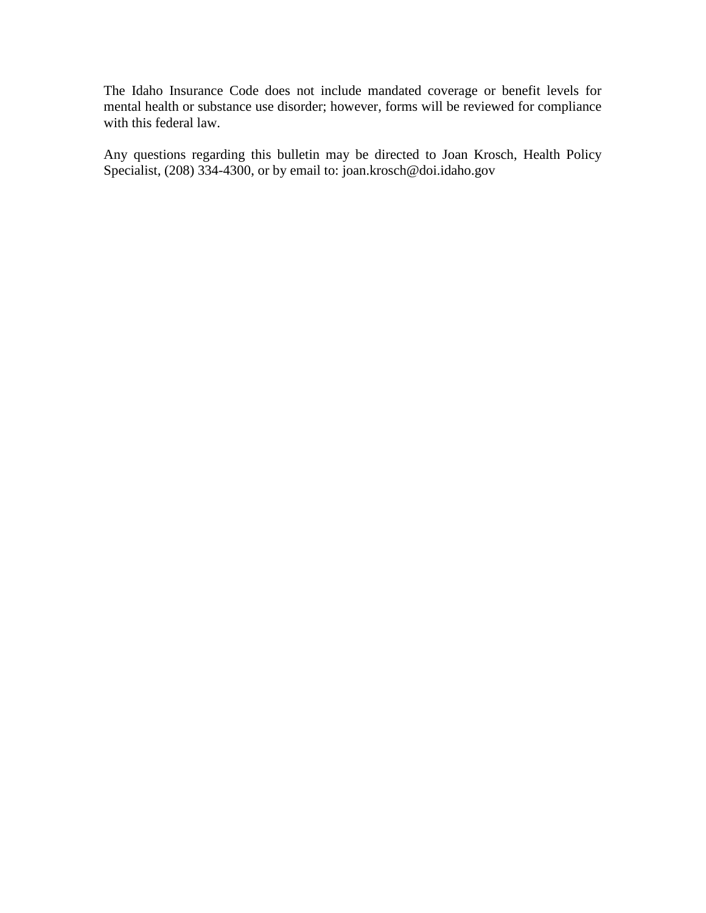The Idaho Insurance Code does not include mandated coverage or benefit levels for mental health or substance use disorder; however, forms will be reviewed for compliance with this federal law.

Any questions regarding this bulletin may be directed to Joan Krosch, Health Policy Specialist, (208) 334-4300, or by email to: joan.krosch@doi.idaho.gov